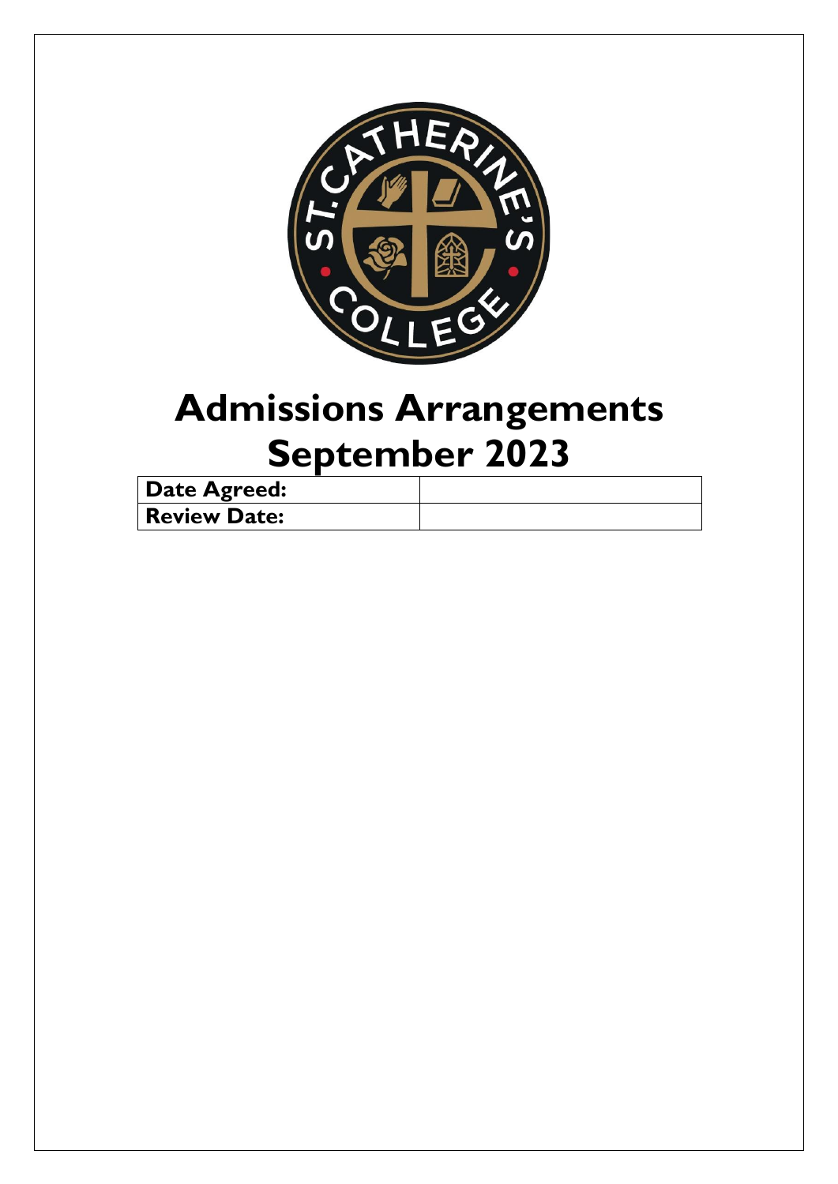# Admissions Arrangements September 2023

| Date Agreed: | |
| --- | --- |
| Review Date: | |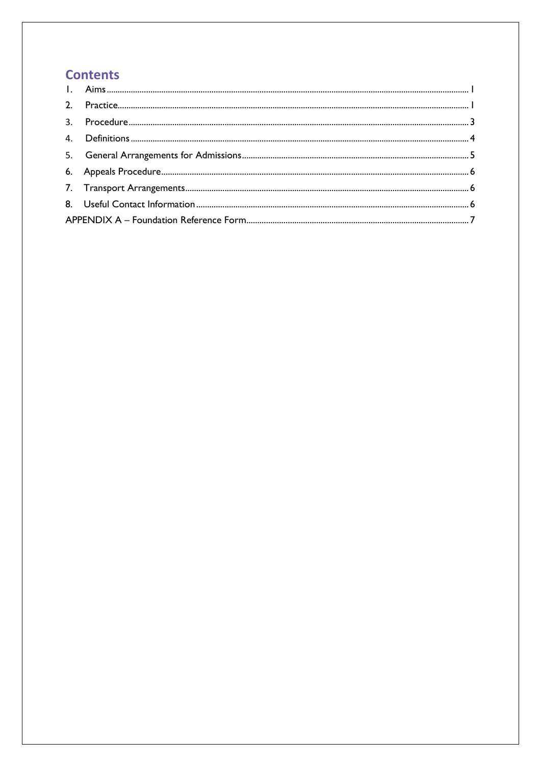# Contents

1. Aims ........................................................ 1
2. Practice ........................................................ 1
3. Procedure ........................................................ 3
4. Definitions ........................................................ 4
5. General Arrangements for Admissions ........................................................ 5
6. Appeals Procedure ........................................................ 6
7. Transport Arrangements ........................................................ 6
8. Useful Contact Information ........................................................ 6

APPENDIX A – Foundation Reference Form ........................................................ 7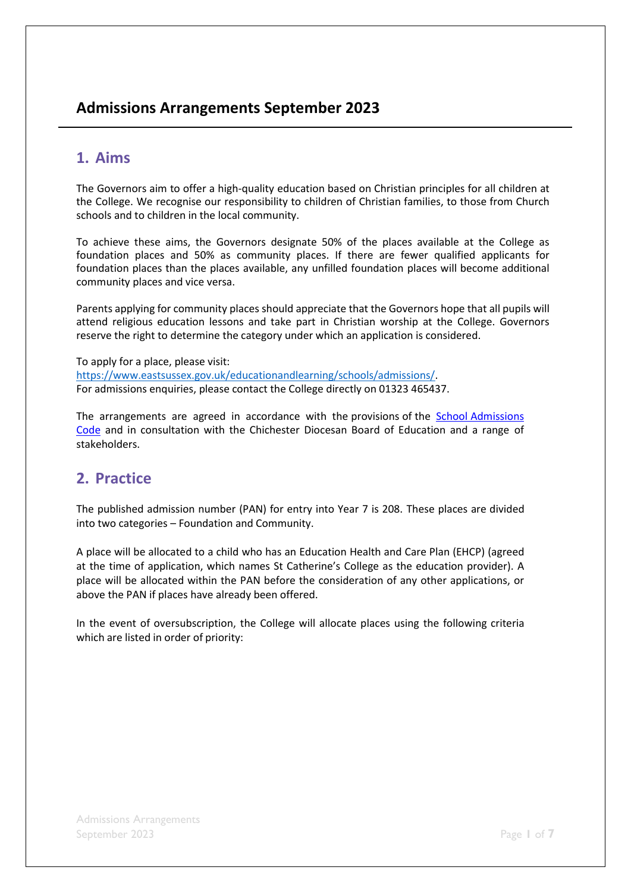# Admissions Arrangements September 2023

## 1. Aims

The Governors aim to offer a high-quality education based on Christian principles for all children at the College. We recognise our responsibility to children of Christian families, to those from Church schools and to children in the local community.

To achieve these aims, the Governors designate 50% of the places available at the College as foundation places and 50% as community places. If there are fewer qualified applicants for foundation places than the places available, any unfilled foundation places will become additional community places and vice versa.

Parents applying for community places should appreciate that the Governors hope that all pupils will attend religious education lessons and take part in Christian worship at the College. Governors reserve the right to determine the category under which an application is considered.

To apply for a place, please visit:
[https://www.eastsussex.gov.uk/educationandlearning/schools/admissions/](https://www.eastsussex.gov.uk/educationandlearning/schools/admissions/).
For admissions enquiries, please contact the College directly on 01323 465437.

The arrangements are agreed in accordance with the provisions of the School Admissions Code and in consultation with the Chichester Diocesan Board of Education and a range of stakeholders.

## 2. Practice

The published admission number (PAN) for entry into Year 7 is 208. These places are divided into two categories – Foundation and Community.

A place will be allocated to a child who has an Education Health and Care Plan (EHCP) (agreed at the time of application, which names St Catherine's College as the education provider). A place will be allocated within the PAN before the consideration of any other applications, or above the PAN if places have already been offered.

In the event of oversubscription, the College will allocate places using the following criteria which are listed in order of priority: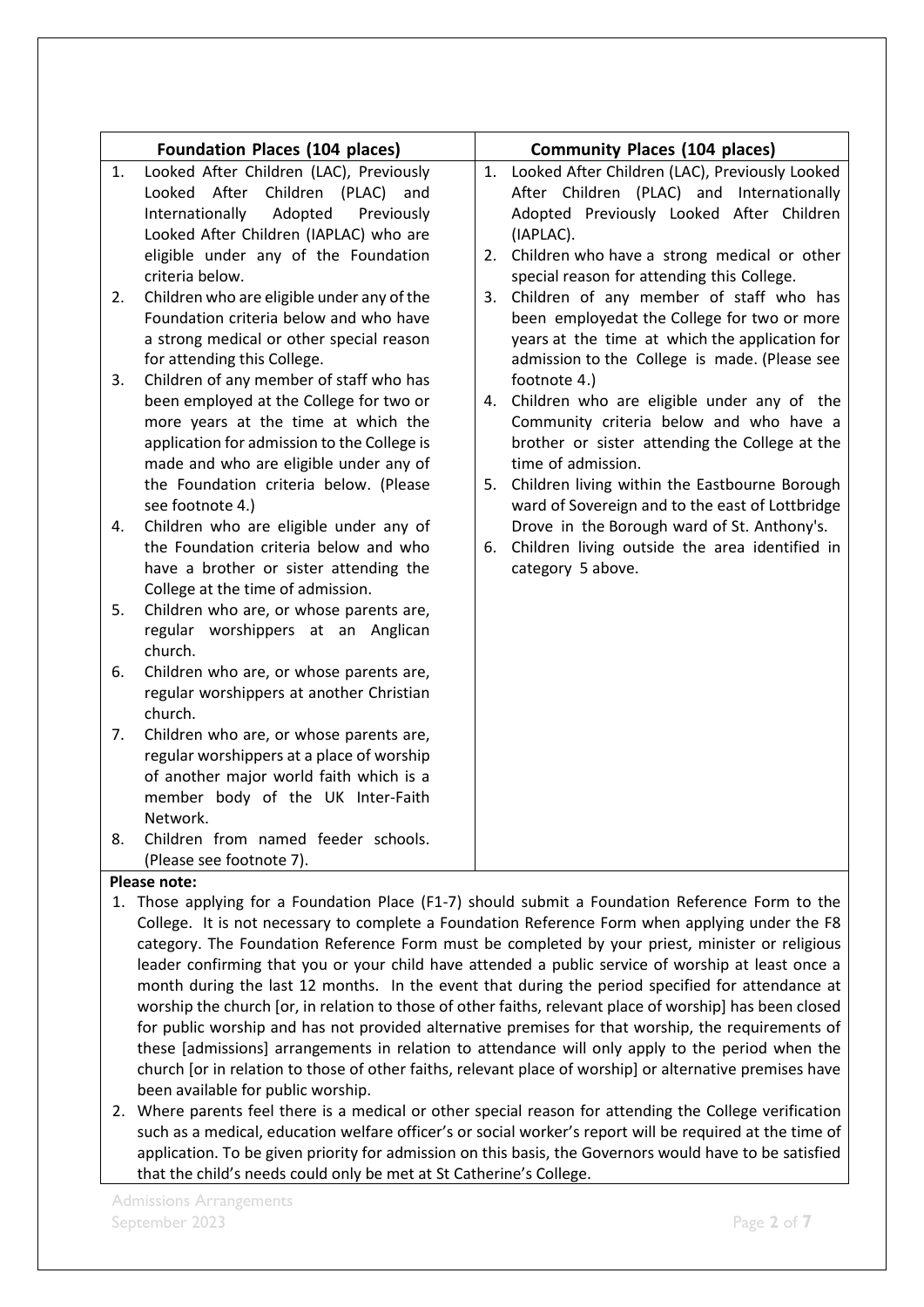| Foundation Places (104 places) | Community Places (104 places) |
|---|---|
| 1. Looked After Children (LAC), Previously Looked After Children (PLAC) and Internationally Adopted Previously Looked After Children (IAPLAC) who are eligible under any of the Foundation criteria below.<br>2. Children who are eligible under any of the Foundation criteria below and who have a strong medical or other special reason for attending this College.<br>3. Children of any member of staff who has been employed at the College for two or more years at the time at which the application for admission to the College is made and who are eligible under any of the Foundation criteria below. (Please see footnote 4.)<br>4. Children who are eligible under any of the Foundation criteria below and who have a brother or sister attending the College at the time of admission.<br>5. Children who are, or whose parents are, regular worshippers at an Anglican church.<br>6. Children who are, or whose parents are, regular worshippers at another Christian church.<br>7. Children who are, or whose parents are, regular worshippers at a place of worship of another major world faith which is a member body of the UK Inter-Faith Network.<br>8. Children from named feeder schools. (Please see footnote 7). | 1. Looked After Children (LAC), Previously Looked After Children (PLAC) and Internationally Adopted Previously Looked After Children (IAPLAC).<br>2. Children who have a strong medical or other special reason for attending this College.<br>3. Children of any member of staff who has been employedat the College for two or more years at the time at which the application for admission to the College is made. (Please see footnote 4.)<br>4. Children who are eligible under any of the Community criteria below and who have a brother or sister attending the College at the time of admission.<br>5. Children living within the Eastbourne Borough ward of Sovereign and to the east of Lottbridge Drove in the Borough ward of St. Anthony's.<br>6. Children living outside the area identified in category 5 above. |

**Please note:**

1. Those applying for a Foundation Place (F1-7) should submit a Foundation Reference Form to the College. It is not necessary to complete a Foundation Reference Form when applying under the F8 category. The Foundation Reference Form must be completed by your priest, minister or religious leader confirming that you or your child have attended a public service of worship at least once a month during the last 12 months. In the event that during the period specified for attendance at worship the church [or, in relation to those of other faiths, relevant place of worship] has been closed for public worship and has not provided alternative premises for that worship, the requirements of these [admissions] arrangements in relation to attendance will only apply to the period when the church [or in relation to those of other faiths, relevant place of worship] or alternative premises have been available for public worship.
2. Where parents feel there is a medical or other special reason for attending the College verification such as a medical, education welfare officer's or social worker's report will be required at the time of application. To be given priority for admission on this basis, the Governors would have to be satisfied that the child's needs could only be met at St Catherine's College.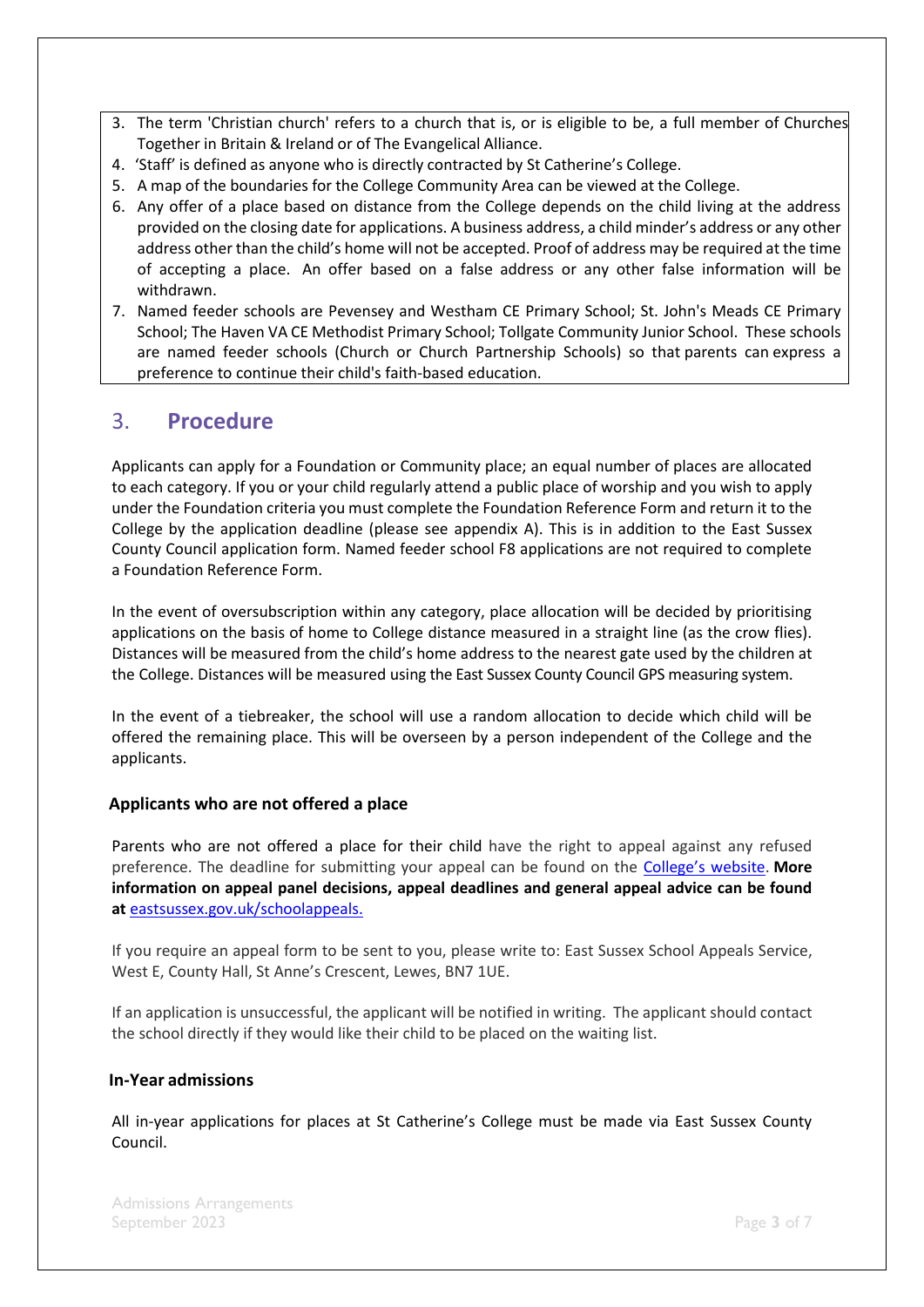3. The term 'Christian church' refers to a church that is, or is eligible to be, a full member of Churches Together in Britain & Ireland or of The Evangelical Alliance.
4. 'Staff' is defined as anyone who is directly contracted by St Catherine's College.
5. A map of the boundaries for the College Community Area can be viewed at the College.
6. Any offer of a place based on distance from the College depends on the child living at the address provided on the closing date for applications. A business address, a child minder's address or any other address other than the child's home will not be accepted. Proof of address may be required at the time of accepting a place. An offer based on a false address or any other false information will be withdrawn.
7. Named feeder schools are Pevensey and Westham CE Primary School; St. John's Meads CE Primary School; The Haven VA CE Methodist Primary School; Tollgate Community Junior School. These schools are named feeder schools (Church or Church Partnership Schools) so that parents can express a preference to continue their child's faith-based education.

## 3. **Procedure**

Applicants can apply for a Foundation or Community place; an equal number of places are allocated to each category. If you or your child regularly attend a public place of worship and you wish to apply under the Foundation criteria you must complete the Foundation Reference Form and return it to the College by the application deadline (please see appendix A). This is in addition to the East Sussex County Council application form. Named feeder school F8 applications are not required to complete a Foundation Reference Form.

In the event of oversubscription within any category, place allocation will be decided by prioritising applications on the basis of home to College distance measured in a straight line (as the crow flies). Distances will be measured from the child's home address to the nearest gate used by the children at the College. Distances will be measured using the East Sussex County Council GPS measuring system.

In the event of a tiebreaker, the school will use a random allocation to decide which child will be offered the remaining place. This will be overseen by a person independent of the College and the applicants.

### Applicants who are not offered a place

Parents who are not offered a place for their child have the right to appeal against any refused preference. The deadline for submitting your appeal can be found on the College's website. **More information on appeal panel decisions, appeal deadlines and general appeal advice can be found at** eastsussex.gov.uk/schoolappeals.

If you require an appeal form to be sent to you, please write to: East Sussex School Appeals Service, West E, County Hall, St Anne's Crescent, Lewes, BN7 1UE.

If an application is unsuccessful, the applicant will be notified in writing. The applicant should contact the school directly if they would like their child to be placed on the waiting list.

### In-Year admissions

All in-year applications for places at St Catherine's College must be made via East Sussex County Council.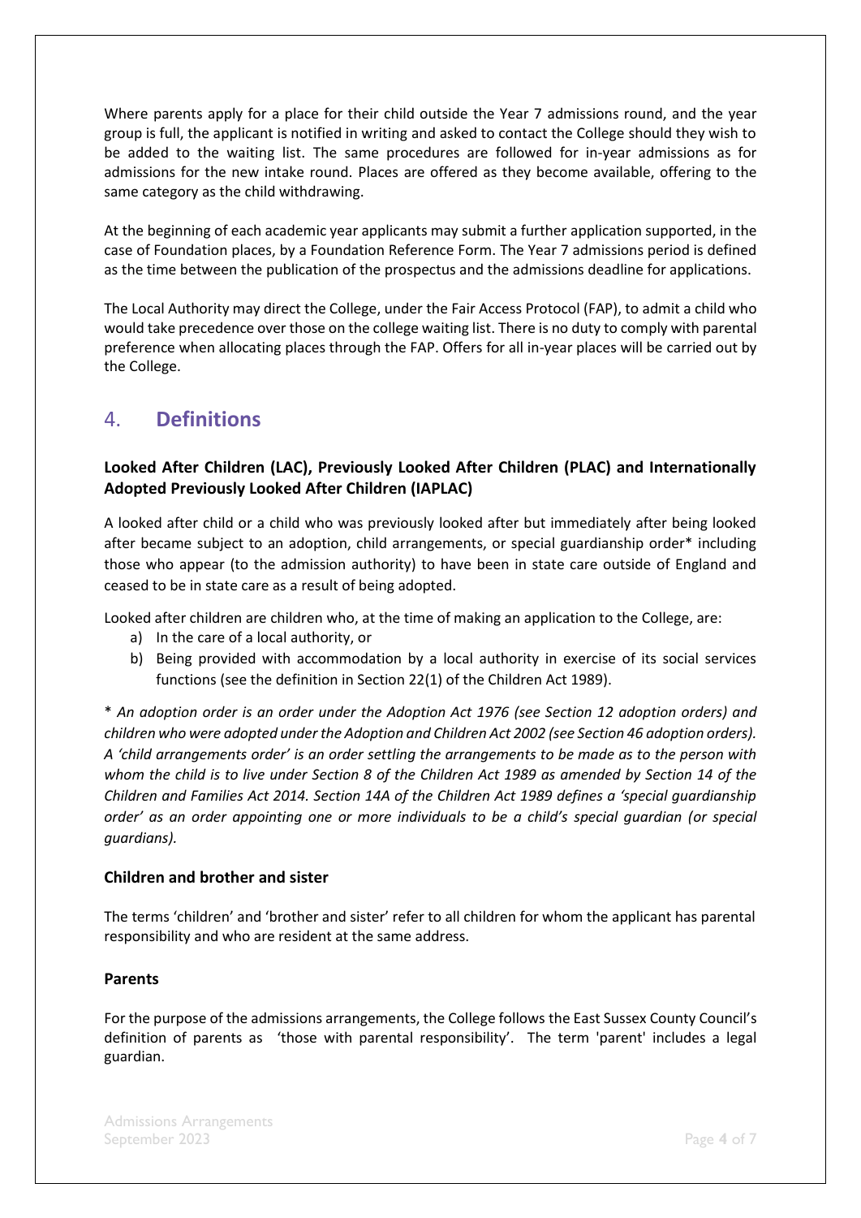Where parents apply for a place for their child outside the Year 7 admissions round, and the year group is full, the applicant is notified in writing and asked to contact the College should they wish to be added to the waiting list. The same procedures are followed for in-year admissions as for admissions for the new intake round. Places are offered as they become available, offering to the same category as the child withdrawing.

At the beginning of each academic year applicants may submit a further application supported, in the case of Foundation places, by a Foundation Reference Form. The Year 7 admissions period is defined as the time between the publication of the prospectus and the admissions deadline for applications.

The Local Authority may direct the College, under the Fair Access Protocol (FAP), to admit a child who would take precedence over those on the college waiting list. There is no duty to comply with parental preference when allocating places through the FAP. Offers for all in-year places will be carried out by the College.

## 4. Definitions

### Looked After Children (LAC), Previously Looked After Children (PLAC) and Internationally Adopted Previously Looked After Children (IAPLAC)

A looked after child or a child who was previously looked after but immediately after being looked after became subject to an adoption, child arrangements, or special guardianship order* including those who appear (to the admission authority) to have been in state care outside of England and ceased to be in state care as a result of being adopted.

Looked after children are children who, at the time of making an application to the College, are:

a) In the care of a local authority, or
b) Being provided with accommodation by a local authority in exercise of its social services functions (see the definition in Section 22(1) of the Children Act 1989).

\* *An adoption order is an order under the Adoption Act 1976 (see Section 12 adoption orders) and children who were adopted under the Adoption and Children Act 2002 (see Section 46 adoption orders). A 'child arrangements order' is an order settling the arrangements to be made as to the person with whom the child is to live under Section 8 of the Children Act 1989 as amended by Section 14 of the Children and Families Act 2014. Section 14A of the Children Act 1989 defines a 'special guardianship order' as an order appointing one or more individuals to be a child's special guardian (or special guardians).*

### Children and brother and sister

The terms 'children' and 'brother and sister' refer to all children for whom the applicant has parental responsibility and who are resident at the same address.

### Parents

For the purpose of the admissions arrangements, the College follows the East Sussex County Council's definition of parents as 'those with parental responsibility'. The term 'parent' includes a legal guardian.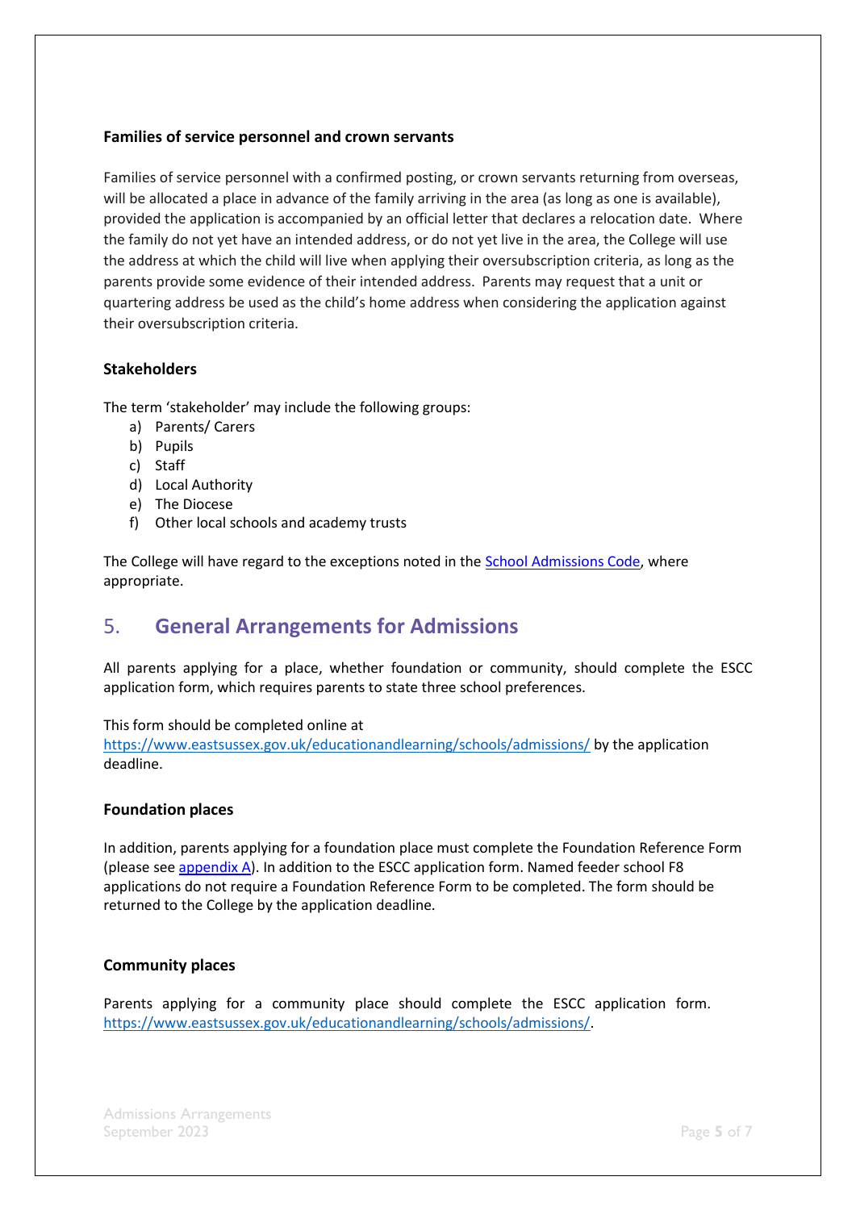### Families of service personnel and crown servants

Families of service personnel with a confirmed posting, or crown servants returning from overseas, will be allocated a place in advance of the family arriving in the area (as long as one is available), provided the application is accompanied by an official letter that declares a relocation date. Where the family do not yet have an intended address, or do not yet live in the area, the College will use the address at which the child will live when applying their oversubscription criteria, as long as the parents provide some evidence of their intended address. Parents may request that a unit or quartering address be used as the child's home address when considering the application against their oversubscription criteria.

### Stakeholders

The term 'stakeholder' may include the following groups:

a) Parents/ Carers
b) Pupils
c) Staff
d) Local Authority
e) The Diocese
f) Other local schools and academy trusts

The College will have regard to the exceptions noted in the [School Admissions Code](), where appropriate.

## 5. General Arrangements for Admissions

All parents applying for a place, whether foundation or community, should complete the ESCC application form, which requires parents to state three school preferences.

This form should be completed online at https://www.eastsussex.gov.uk/educationandlearning/schools/admissions/ by the application deadline.

### Foundation places

In addition, parents applying for a foundation place must complete the Foundation Reference Form (please see [appendix A]()). In addition to the ESCC application form. Named feeder school F8 applications do not require a Foundation Reference Form to be completed. The form should be returned to the College by the application deadline.

### Community places

Parents applying for a community place should complete the ESCC application form. https://www.eastsussex.gov.uk/educationandlearning/schools/admissions/.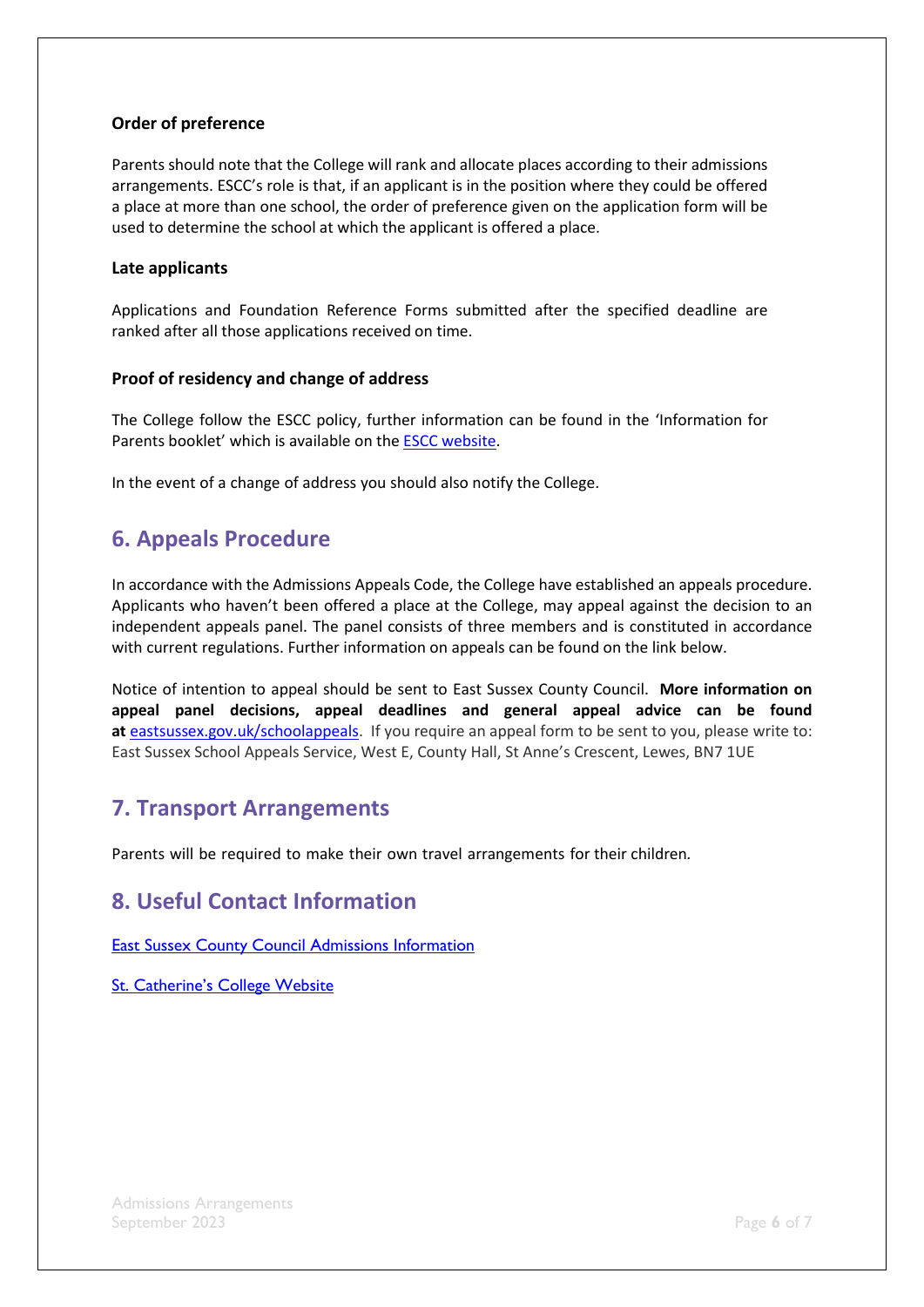**Order of preference**

Parents should note that the College will rank and allocate places according to their admissions arrangements. ESCC's role is that, if an applicant is in the position where they could be offered a place at more than one school, the order of preference given on the application form will be used to determine the school at which the applicant is offered a place.

**Late applicants**

Applications and Foundation Reference Forms submitted after the specified deadline are ranked after all those applications received on time.

**Proof of residency and change of address**

The College follow the ESCC policy, further information can be found in the 'Information for Parents booklet' which is available on the [ESCC website](ESCC website).

In the event of a change of address you should also notify the College.

## 6. Appeals Procedure

In accordance with the Admissions Appeals Code, the College have established an appeals procedure. Applicants who haven't been offered a place at the College, may appeal against the decision to an independent appeals panel. The panel consists of three members and is constituted in accordance with current regulations. Further information on appeals can be found on the link below.

Notice of intention to appeal should be sent to East Sussex County Council. **More information on appeal panel decisions, appeal deadlines and general appeal advice can be found at** [eastsussex.gov.uk/schoolappeals](eastsussex.gov.uk/schoolappeals). If you require an appeal form to be sent to you, please write to: East Sussex School Appeals Service, West E, County Hall, St Anne's Crescent, Lewes, BN7 1UE

## 7. Transport Arrangements

Parents will be required to make their own travel arrangements for their children.

## 8. Useful Contact Information

[East Sussex County Council Admissions Information](East Sussex County Council Admissions Information)

[St. Catherine's College Website](St. Catherine's College Website)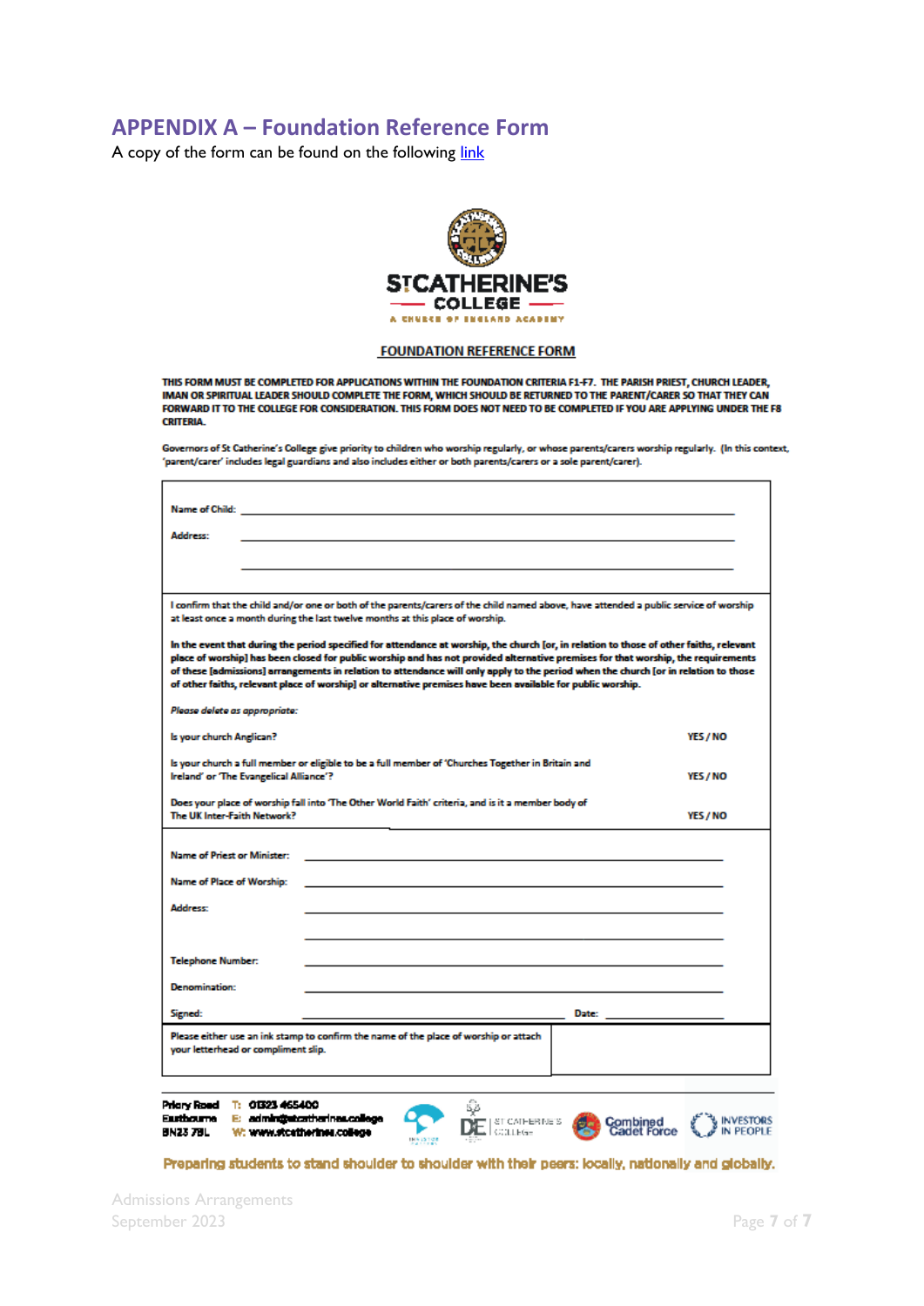## APPENDIX A – Foundation Reference Form

A copy of the form can be found on the following link

ST CATHERINE'S COLLEGE
A CHURCH OF ENGLAND ACADEMY

FOUNDATION REFERENCE FORM

THIS FORM MUST BE COMPLETED FOR APPLICATIONS WITHIN THE FOUNDATION CRITERIA F1-F7. THE PARISH PRIEST, CHURCH LEADER, IMAN OR SPIRITUAL LEADER SHOULD COMPLETE THE FORM, WHICH SHOULD BE RETURNED TO THE PARENT/CARER SO THAT THEY CAN FORWARD IT TO THE COLLEGE FOR CONSIDERATION. THIS FORM DOES NOT NEED TO BE COMPLETED IF YOU ARE APPLYING UNDER THE F8 CRITERIA.

Governors of St Catherine's College give priority to children who worship regularly, or whose parents/carers worship regularly. (In this context, 'parent/carer' includes legal guardians and also includes either or both parents/carers or a sole parent/carer).

Name of Child: ____________________

Address: ____________________

____________________

I confirm that the child and/or one or both of the parents/carers of the child named above, have attended a public service of worship at least once a month during the last twelve months at this place of worship.

**In the event that during the period specified for attendance at worship, the church [or, in relation to those of other faiths, relevant place of worship] has been closed for public worship and has not provided alternative premises for that worship, the requirements of these [admissions] arrangements in relation to attendance will only apply to the period when the church [or in relation to those of other faiths, relevant place of worship] or alternative premises have been available for public worship.**

*Please delete as appropriate:*

| | |
|---|---|
| Is your church Anglican? | YES / NO |
| Is your church a full member or eligible to be a full member of 'Churches Together in Britain and Ireland' or 'The Evangelical Alliance'? | YES / NO |
| Does your place of worship fall into 'The Other World Faith' criteria, and is it a member body of The UK Inter-Faith Network? | YES / NO |

Name of Priest or Minister: ____________________

Name of Place of Worship: ____________________

Address: ____________________

____________________

Telephone Number: ____________________

Denomination: ____________________

Signed: ____________________ Date: ____________

Please either use an ink stamp to confirm the name of the place of worship or attach your letterhead or compliment slip.

Priory Road
Eastbourne
BN23 7BL

T: 01323 465400
E: admin@stcatherines.college
W: www.stcatherines.college

Combined Cadet Force
INVESTORS IN PEOPLE

Preparing students to stand shoulder to shoulder with their peers: locally, nationally and globally.